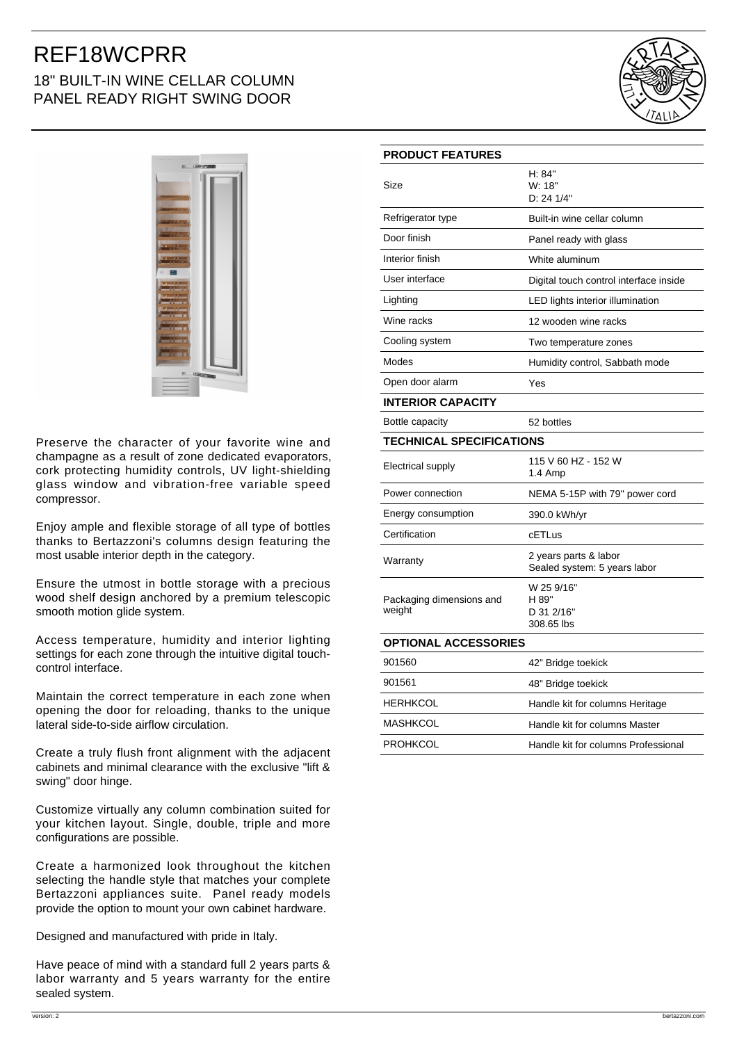# REF18WCPRR

## 18" BUILT-IN WINE CELLAR COLUMN PANEL READY RIGHT SWING DOOR

Preserve the character of your favorite wine and champagne as a result of zone dedicated evaporators, cork protecting humidity controls, UV light-shielding glass window and vibration-free variable speed compressor.

Enjoy ample and flexible storage of all type of bottles thanks to Bertazzoni's columns design featuring the most usable interior depth in the category.

Ensure the utmost in bottle storage with a precious wood shelf design anchored by a premium telescopic smooth motion glide system.

Access temperature, humidity and interior lighting settings for each zone through the intuitive digital touch-control interface.

Maintain the correct temperature in each zone when opening the door for reloading, thanks to the unique lateral side-to-side airflow circulation.

Create a truly flush front alignment with the adjacent cabinets and minimal clearance with the exclusive "lift & swing" door hinge.

Customize virtually any column combination suited for your kitchen layout. Single, double, triple and more configurations are possible.

Create a harmonized look throughout the kitchen selecting the handle style that matches your complete Bertazzoni appliances suite. Panel ready models provide the option to mount your own cabinet hardware.

Designed and manufactured with pride in Italy.

Have peace of mind with a standard full 2 years parts & labor warranty and 5 years warranty for the entire sealed system.

| PRODUCT FEATURES | |
|---|---|
| Size | H: 84"<br>W: 18"<br>D: 24 1/4" |
| Refrigerator type | Built-in wine cellar column |
| Door finish | Panel ready with glass |
| Interior finish | White aluminum |
| User interface | Digital touch control interface inside |
| Lighting | LED lights interior illumination |
| Wine racks | 12 wooden wine racks |
| Cooling system | Two temperature zones |
| Modes | Humidity control, Sabbath mode |
| Open door alarm | Yes |
| **INTERIOR CAPACITY** | |
| Bottle capacity | 52 bottles |
| **TECHNICAL SPECIFICATIONS** | |
| Electrical supply | 115 V 60 HZ - 152 W<br>1.4 Amp |
| Power connection | NEMA 5-15P with 79" power cord |
| Energy consumption | 390.0 kWh/yr |
| Certification | cETLus |
| Warranty | 2 years parts & labor<br>Sealed system: 5 years labor |
| Packaging dimensions and weight | W 25 9/16"<br>H 89"<br>D 31 2/16"<br>308.65 lbs |
| **OPTIONAL ACCESSORIES** | |
| 901560 | 42" Bridge toekick |
| 901561 | 48" Bridge toekick |
| HERHKCOL | Handle kit for columns Heritage |
| MASHKCOL | Handle kit for columns Master |
| PROHKCOL | Handle kit for columns Professional |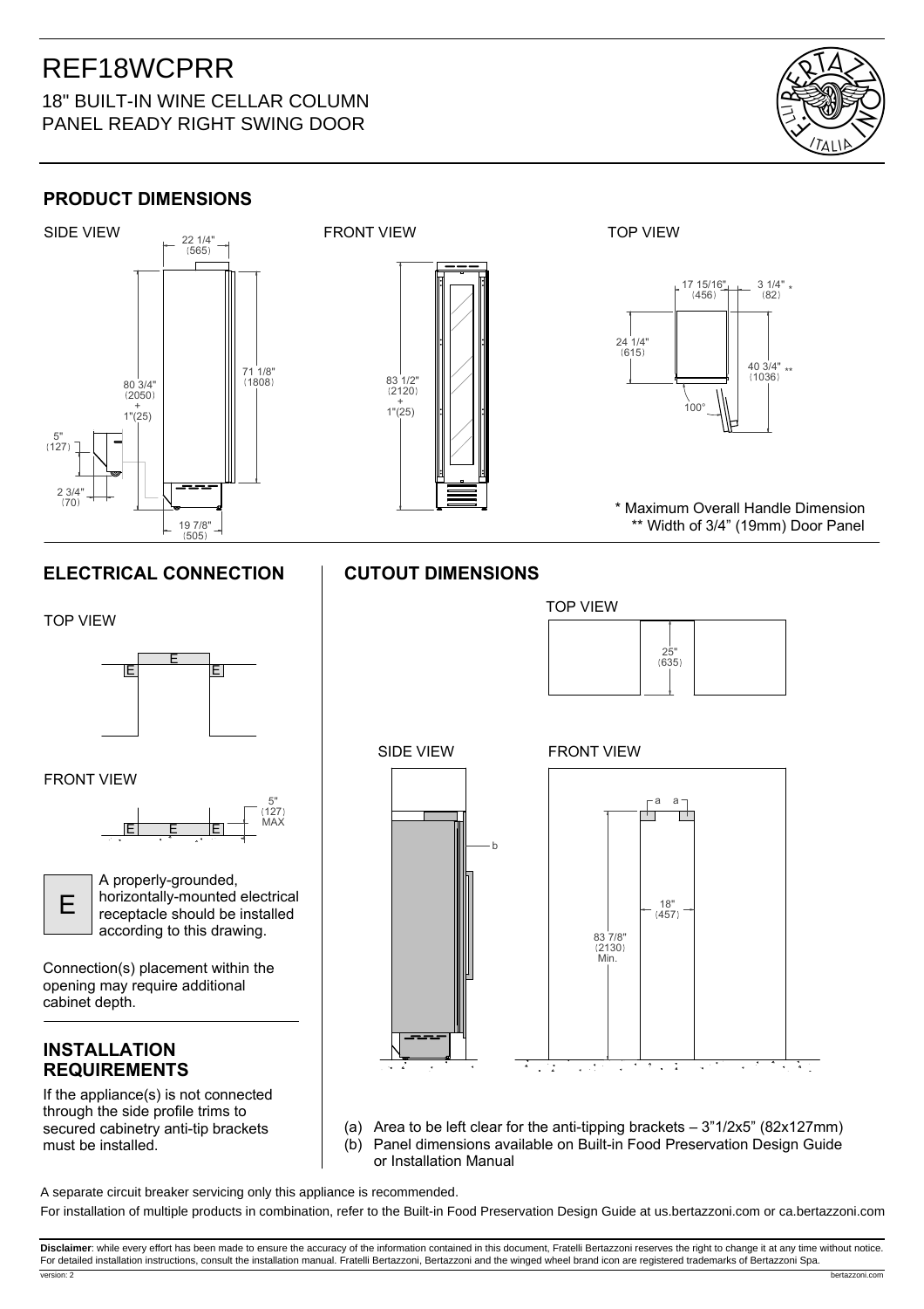# REF18WCPRR

18" BUILT-IN WINE CELLAR COLUMN
PANEL READY RIGHT SWING DOOR

## PRODUCT DIMENSIONS

SIDE VIEW

22 1/4" (565)
80 3/4" (2050) + 1"(25)
71 1/8" (1808)
5" (127)
2 3/4" (70)
19 7/8" (505)

FRONT VIEW

83 1/2" (2120) + 1"(25)

TOP VIEW

17 15/16" (456)
3 1/4" (82) *
24 1/4" (615)
40 3/4" (1036) **
100°

* Maximum Overall Handle Dimension
** Width of 3/4" (19mm) Door Panel

## ELECTRICAL CONNECTION

TOP VIEW

FRONT VIEW

5" (127) MAX

E — A properly-grounded, horizontally-mounted electrical receptacle should be installed according to this drawing.

Connection(s) placement within the opening may require additional cabinet depth.

## INSTALLATION REQUIREMENTS

If the appliance(s) is not connected through the side profile trims to secured cabinetry anti-tip brackets must be installed.

## CUTOUT DIMENSIONS

TOP VIEW

25" (635)

SIDE VIEW

FRONT VIEW

83 7/8" (2130) Min.
18" (457)

(a) Area to be left clear for the anti-tipping brackets – 3"1/2x5" (82x127mm)
(b) Panel dimensions available on Built-in Food Preservation Design Guide or Installation Manual

A separate circuit breaker servicing only this appliance is recommended.

For installation of multiple products in combination, refer to the Built-in Food Preservation Design Guide at us.bertazzoni.com or ca.bertazzoni.com

**Disclaimer**: while every effort has been made to ensure the accuracy of the information contained in this document, Fratelli Bertazzoni reserves the right to change it at any time without notice. For detailed installation instructions, consult the installation manual. Fratelli Bertazzoni, Bertazzoni and the winged wheel brand icon are registered trademarks of Bertazzoni Spa.

version: 2